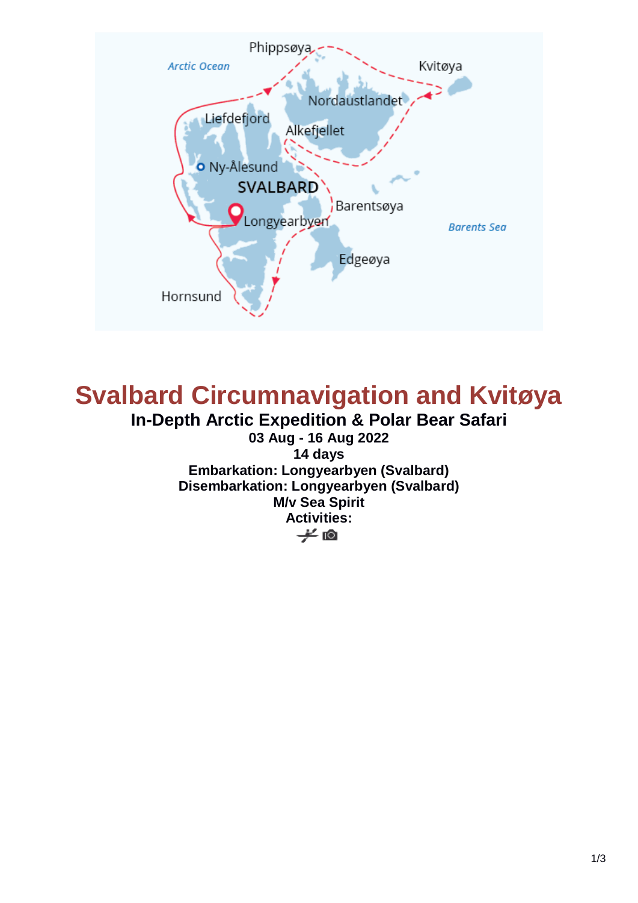# Svalbard Circumnavigation and Kvitøya

## In-Depth Arctic Expedition & Polar Bear Safari

**03 Aug - 16 Aug 2022**

**14 days**

**Embarkation: Longyearbyen (Svalbard)**

**Disembarkation: Longyearbyen (Svalbard)**

**M/v Sea Spirit**

**Activities:**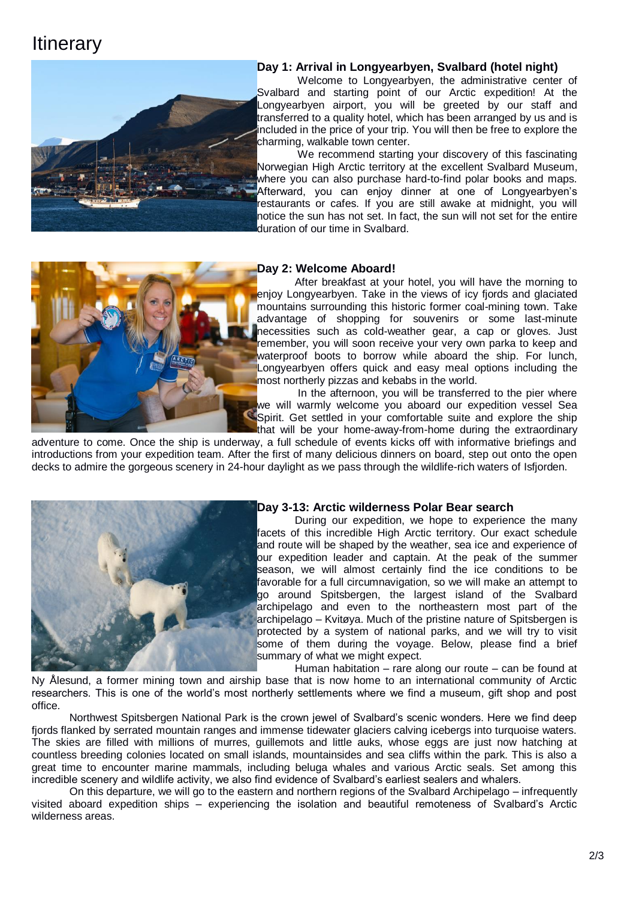# Itinerary

### Day 1: Arrival in Longyearbyen, Svalbard (hotel night)

Welcome to Longyearbyen, the administrative center of Svalbard and starting point of our Arctic expedition! At the Longyearbyen airport, you will be greeted by our staff and transferred to a quality hotel, which has been arranged by us and is included in the price of your trip. You will then be free to explore the charming, walkable town center.

We recommend starting your discovery of this fascinating Norwegian High Arctic territory at the excellent Svalbard Museum, where you can also purchase hard-to-find polar books and maps. Afterward, you can enjoy dinner at one of Longyearbyen's restaurants or cafes. If you are still awake at midnight, you will notice the sun has not set. In fact, the sun will not set for the entire duration of our time in Svalbard.

### Day 2: Welcome Aboard!

After breakfast at your hotel, you will have the morning to enjoy Longyearbyen. Take in the views of icy fjords and glaciated mountains surrounding this historic former coal-mining town. Take advantage of shopping for souvenirs or some last-minute necessities such as cold-weather gear, a cap or gloves. Just remember, you will soon receive your very own parka to keep and waterproof boots to borrow while aboard the ship. For lunch, Longyearbyen offers quick and easy meal options including the most northerly pizzas and kebabs in the world.

In the afternoon, you will be transferred to the pier where we will warmly welcome you aboard our expedition vessel Sea Spirit. Get settled in your comfortable suite and explore the ship that will be your home-away-from-home during the extraordinary adventure to come. Once the ship is underway, a full schedule of events kicks off with informative briefings and introductions from your expedition team. After the first of many delicious dinners on board, step out onto the open decks to admire the gorgeous scenery in 24-hour daylight as we pass through the wildlife-rich waters of Isfjorden.

### Day 3-13: Arctic wilderness Polar Bear search

During our expedition, we hope to experience the many facets of this incredible High Arctic territory. Our exact schedule and route will be shaped by the weather, sea ice and experience of our expedition leader and captain. At the peak of the summer season, we will almost certainly find the ice conditions to be favorable for a full circumnavigation, so we will make an attempt to go around Spitsbergen, the largest island of the Svalbard archipelago and even to the northeastern most part of the archipelago – Kvitøya. Much of the pristine nature of Spitsbergen is protected by a system of national parks, and we will try to visit some of them during the voyage. Below, please find a brief summary of what we might expect.

Human habitation – rare along our route – can be found at Ny Ålesund, a former mining town and airship base that is now home to an international community of Arctic researchers. This is one of the world's most northerly settlements where we find a museum, gift shop and post office.

Northwest Spitsbergen National Park is the crown jewel of Svalbard's scenic wonders. Here we find deep fjords flanked by serrated mountain ranges and immense tidewater glaciers calving icebergs into turquoise waters. The skies are filled with millions of murres, guillemots and little auks, whose eggs are just now hatching at countless breeding colonies located on small islands, mountainsides and sea cliffs within the park. This is also a great time to encounter marine mammals, including beluga whales and various Arctic seals. Set among this incredible scenery and wildlife activity, we also find evidence of Svalbard's earliest sealers and whalers.

On this departure, we will go to the eastern and northern regions of the Svalbard Archipelago – infrequently visited aboard expedition ships – experiencing the isolation and beautiful remoteness of Svalbard's Arctic wilderness areas.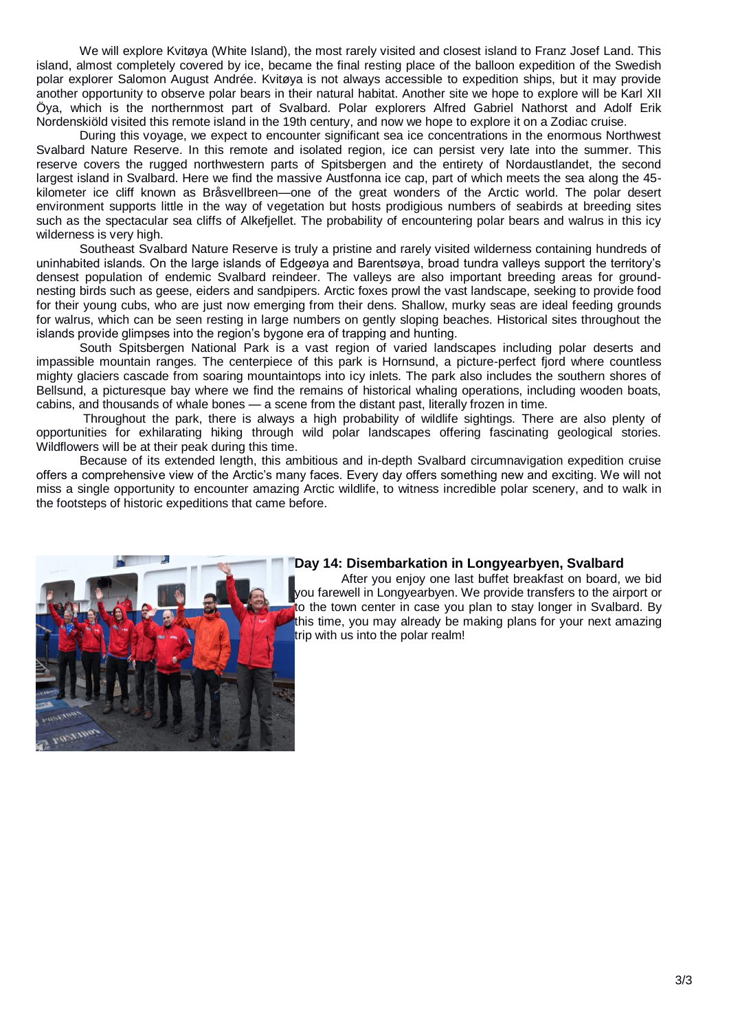We will explore Kvitøya (White Island), the most rarely visited and closest island to Franz Josef Land. This island, almost completely covered by ice, became the final resting place of the balloon expedition of the Swedish polar explorer Salomon August Andrée. Kvitøya is not always accessible to expedition ships, but it may provide another opportunity to observe polar bears in their natural habitat. Another site we hope to explore will be Karl XII Öya, which is the northernmost part of Svalbard. Polar explorers Alfred Gabriel Nathorst and Adolf Erik Nordenskiöld visited this remote island in the 19th century, and now we hope to explore it on a Zodiac cruise.

During this voyage, we expect to encounter significant sea ice concentrations in the enormous Northwest Svalbard Nature Reserve. In this remote and isolated region, ice can persist very late into the summer. This reserve covers the rugged northwestern parts of Spitsbergen and the entirety of Nordaustlandet, the second largest island in Svalbard. Here we find the massive Austfonna ice cap, part of which meets the sea along the 45-kilometer ice cliff known as Bråsvellbreen—one of the great wonders of the Arctic world. The polar desert environment supports little in the way of vegetation but hosts prodigious numbers of seabirds at breeding sites such as the spectacular sea cliffs of Alkefjellet. The probability of encountering polar bears and walrus in this icy wilderness is very high.

Southeast Svalbard Nature Reserve is truly a pristine and rarely visited wilderness containing hundreds of uninhabited islands. On the large islands of Edgeøya and Barentsøya, broad tundra valleys support the territory's densest population of endemic Svalbard reindeer. The valleys are also important breeding areas for ground-nesting birds such as geese, eiders and sandpipers. Arctic foxes prowl the vast landscape, seeking to provide food for their young cubs, who are just now emerging from their dens. Shallow, murky seas are ideal feeding grounds for walrus, which can be seen resting in large numbers on gently sloping beaches. Historical sites throughout the islands provide glimpses into the region's bygone era of trapping and hunting.

South Spitsbergen National Park is a vast region of varied landscapes including polar deserts and impassible mountain ranges. The centerpiece of this park is Hornsund, a picture-perfect fjord where countless mighty glaciers cascade from soaring mountaintops into icy inlets. The park also includes the southern shores of Bellsund, a picturesque bay where we find the remains of historical whaling operations, including wooden boats, cabins, and thousands of whale bones — a scene from the distant past, literally frozen in time.

Throughout the park, there is always a high probability of wildlife sightings. There are also plenty of opportunities for exhilarating hiking through wild polar landscapes offering fascinating geological stories. Wildflowers will be at their peak during this time.

Because of its extended length, this ambitious and in-depth Svalbard circumnavigation expedition cruise offers a comprehensive view of the Arctic's many faces. Every day offers something new and exciting. We will not miss a single opportunity to encounter amazing Arctic wildlife, to witness incredible polar scenery, and to walk in the footsteps of historic expeditions that came before.

### Day 14: Disembarkation in Longyearbyen, Svalbard

After you enjoy one last buffet breakfast on board, we bid you farewell in Longyearbyen. We provide transfers to the airport or to the town center in case you plan to stay longer in Svalbard. By this time, you may already be making plans for your next amazing trip with us into the polar realm!